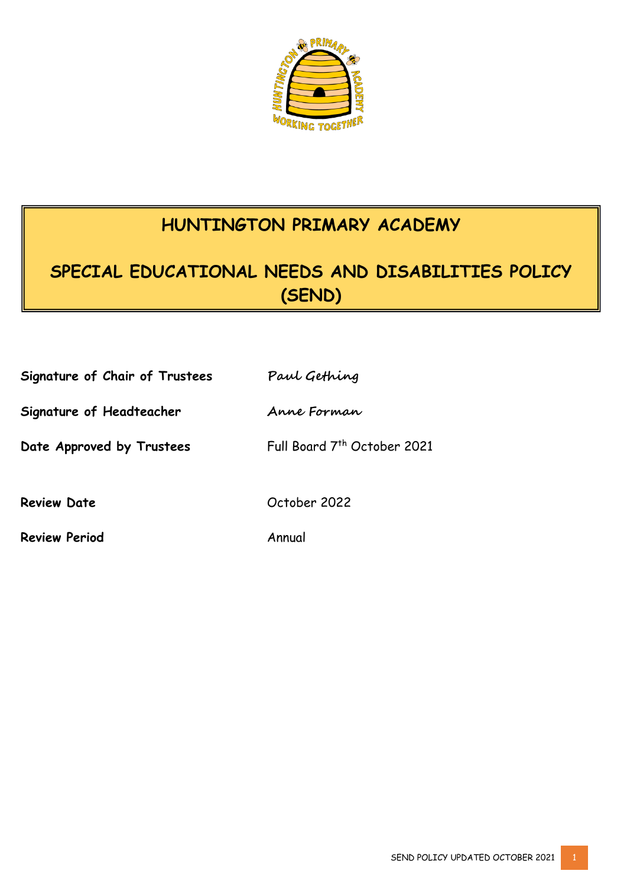# HUNTINGTON PRIMARY ACADEMY

## SPECIAL EDUCATIONAL NEEDS AND DISABILITIES POLICY (SEND)

**Signature of Chair of Trustees** *Paul Gething*

**Signature of Headteacher** *Anne Forman*

**Date Approved by Trustees** Full Board 7th October 2021

**Review Date** October 2022

**Review Period** Annual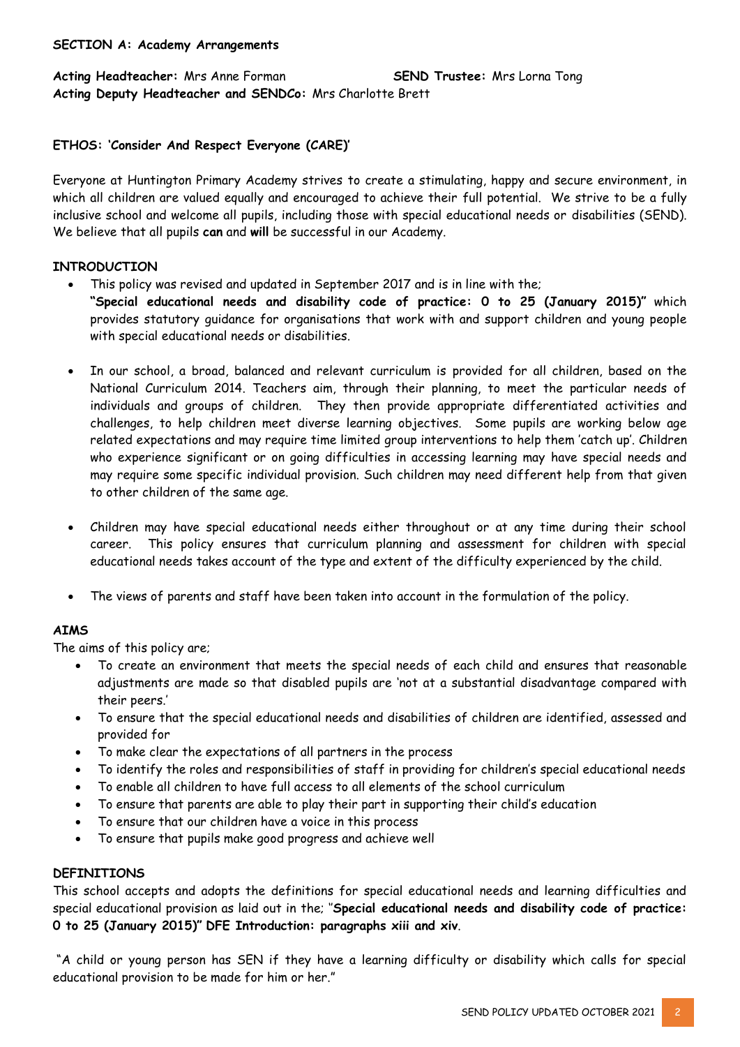## SECTION A: Academy Arrangements

**Acting Headteacher:** Mrs Anne Forman **SEND Trustee:** Mrs Lorna Tong
**Acting Deputy Headteacher and SENDCo:** Mrs Charlotte Brett

### ETHOS: 'Consider And Respect Everyone (CARE)'

Everyone at Huntington Primary Academy strives to create a stimulating, happy and secure environment, in which all children are valued equally and encouraged to achieve their full potential. We strive to be a fully inclusive school and welcome all pupils, including those with special educational needs or disabilities (SEND). We believe that all pupils **can** and **will** be successful in our Academy.

### INTRODUCTION

- This policy was revised and updated in September 2017 and is in line with the; **"Special educational needs and disability code of practice: 0 to 25 (January 2015)"** which provides statutory guidance for organisations that work with and support children and young people with special educational needs or disabilities.
- In our school, a broad, balanced and relevant curriculum is provided for all children, based on the National Curriculum 2014. Teachers aim, through their planning, to meet the particular needs of individuals and groups of children. They then provide appropriate differentiated activities and challenges, to help children meet diverse learning objectives. Some pupils are working below age related expectations and may require time limited group interventions to help them 'catch up'. Children who experience significant or on going difficulties in accessing learning may have special needs and may require some specific individual provision. Such children may need different help from that given to other children of the same age.
- Children may have special educational needs either throughout or at any time during their school career. This policy ensures that curriculum planning and assessment for children with special educational needs takes account of the type and extent of the difficulty experienced by the child.
- The views of parents and staff have been taken into account in the formulation of the policy.

### AIMS

The aims of this policy are;

- To create an environment that meets the special needs of each child and ensures that reasonable adjustments are made so that disabled pupils are 'not at a substantial disadvantage compared with their peers.'
- To ensure that the special educational needs and disabilities of children are identified, assessed and provided for
- To make clear the expectations of all partners in the process
- To identify the roles and responsibilities of staff in providing for children's special educational needs
- To enable all children to have full access to all elements of the school curriculum
- To ensure that parents are able to play their part in supporting their child's education
- To ensure that our children have a voice in this process
- To ensure that pupils make good progress and achieve well

### DEFINITIONS

This school accepts and adopts the definitions for special educational needs and learning difficulties and special educational provision as laid out in the; "**Special educational needs and disability code of practice: 0 to 25 (January 2015)" DFE Introduction: paragraphs xiii and xiv**.

"A child or young person has SEN if they have a learning difficulty or disability which calls for special educational provision to be made for him or her."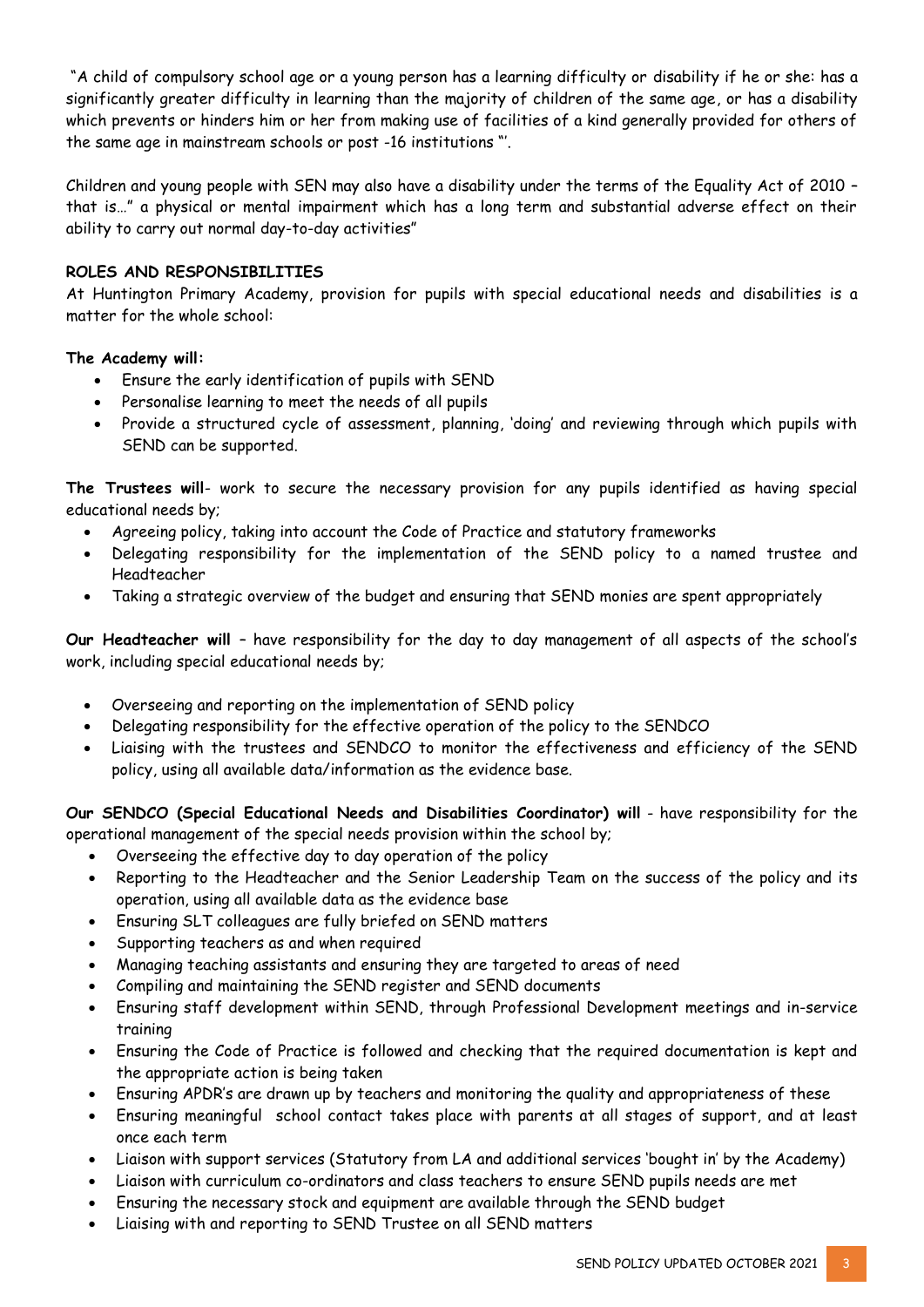"A child of compulsory school age or a young person has a learning difficulty or disability if he or she: has a significantly greater difficulty in learning than the majority of children of the same age, or has a disability which prevents or hinders him or her from making use of facilities of a kind generally provided for others of the same age in mainstream schools or post -16 institutions "'.

Children and young people with SEN may also have a disability under the terms of the Equality Act of 2010 – that is…" a physical or mental impairment which has a long term and substantial adverse effect on their ability to carry out normal day-to-day activities"

**ROLES AND RESPONSIBILITIES**

At Huntington Primary Academy, provision for pupils with special educational needs and disabilities is a matter for the whole school:

**The Academy will:**

- Ensure the early identification of pupils with SEND
- Personalise learning to meet the needs of all pupils
- Provide a structured cycle of assessment, planning, 'doing' and reviewing through which pupils with SEND can be supported.

**The Trustees will**- work to secure the necessary provision for any pupils identified as having special educational needs by;

- Agreeing policy, taking into account the Code of Practice and statutory frameworks
- Delegating responsibility for the implementation of the SEND policy to a named trustee and Headteacher
- Taking a strategic overview of the budget and ensuring that SEND monies are spent appropriately

**Our Headteacher will** – have responsibility for the day to day management of all aspects of the school's work, including special educational needs by;

- Overseeing and reporting on the implementation of SEND policy
- Delegating responsibility for the effective operation of the policy to the SENDCO
- Liaising with the trustees and SENDCO to monitor the effectiveness and efficiency of the SEND policy, using all available data/information as the evidence base.

**Our SENDCO (Special Educational Needs and Disabilities Coordinator) will** - have responsibility for the operational management of the special needs provision within the school by;

- Overseeing the effective day to day operation of the policy
- Reporting to the Headteacher and the Senior Leadership Team on the success of the policy and its operation, using all available data as the evidence base
- Ensuring SLT colleagues are fully briefed on SEND matters
- Supporting teachers as and when required
- Managing teaching assistants and ensuring they are targeted to areas of need
- Compiling and maintaining the SEND register and SEND documents
- Ensuring staff development within SEND, through Professional Development meetings and in-service training
- Ensuring the Code of Practice is followed and checking that the required documentation is kept and the appropriate action is being taken
- Ensuring APDR's are drawn up by teachers and monitoring the quality and appropriateness of these
- Ensuring meaningful school contact takes place with parents at all stages of support, and at least once each term
- Liaison with support services (Statutory from LA and additional services 'bought in' by the Academy)
- Liaison with curriculum co-ordinators and class teachers to ensure SEND pupils needs are met
- Ensuring the necessary stock and equipment are available through the SEND budget
- Liaising with and reporting to SEND Trustee on all SEND matters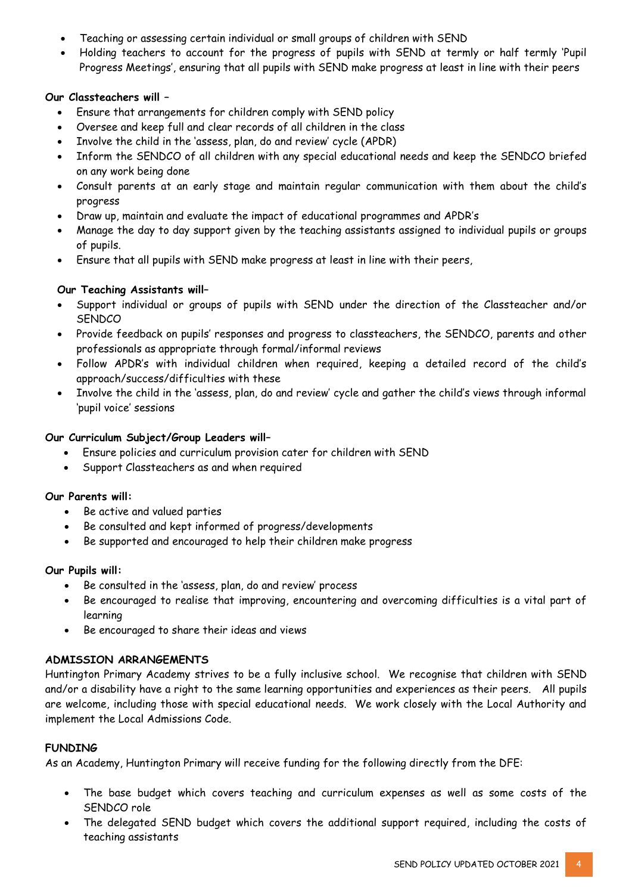- Teaching or assessing certain individual or small groups of children with SEND
- Holding teachers to account for the progress of pupils with SEND at termly or half termly 'Pupil Progress Meetings', ensuring that all pupils with SEND make progress at least in line with their peers

**Our Classteachers will –**

- Ensure that arrangements for children comply with SEND policy
- Oversee and keep full and clear records of all children in the class
- Involve the child in the 'assess, plan, do and review' cycle (APDR)
- Inform the SENDCO of all children with any special educational needs and keep the SENDCO briefed on any work being done
- Consult parents at an early stage and maintain regular communication with them about the child's progress
- Draw up, maintain and evaluate the impact of educational programmes and APDR's
- Manage the day to day support given by the teaching assistants assigned to individual pupils or groups of pupils.
- Ensure that all pupils with SEND make progress at least in line with their peers,

**Our Teaching Assistants will–**

- Support individual or groups of pupils with SEND under the direction of the Classteacher and/or SENDCO
- Provide feedback on pupils' responses and progress to classteachers, the SENDCO, parents and other professionals as appropriate through formal/informal reviews
- Follow APDR's with individual children when required, keeping a detailed record of the child's approach/success/difficulties with these
- Involve the child in the 'assess, plan, do and review' cycle and gather the child's views through informal 'pupil voice' sessions

**Our Curriculum Subject/Group Leaders will–**

- Ensure policies and curriculum provision cater for children with SEND
- Support Classteachers as and when required

**Our Parents will:**

- Be active and valued parties
- Be consulted and kept informed of progress/developments
- Be supported and encouraged to help their children make progress

**Our Pupils will:**

- Be consulted in the 'assess, plan, do and review' process
- Be encouraged to realise that improving, encountering and overcoming difficulties is a vital part of learning
- Be encouraged to share their ideas and views

**ADMISSION ARRANGEMENTS**

Huntington Primary Academy strives to be a fully inclusive school. We recognise that children with SEND and/or a disability have a right to the same learning opportunities and experiences as their peers. All pupils are welcome, including those with special educational needs. We work closely with the Local Authority and implement the Local Admissions Code.

**FUNDING**

As an Academy, Huntington Primary will receive funding for the following directly from the DFE:

- The base budget which covers teaching and curriculum expenses as well as some costs of the SENDCO role
- The delegated SEND budget which covers the additional support required, including the costs of teaching assistants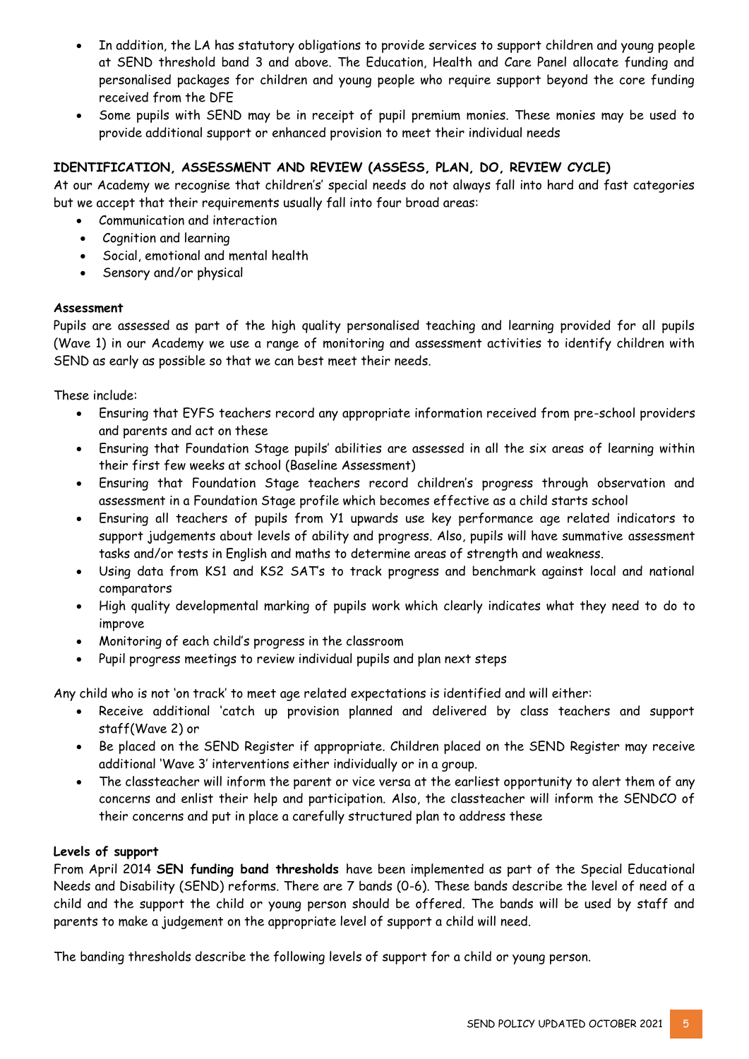- In addition, the LA has statutory obligations to provide services to support children and young people at SEND threshold band 3 and above. The Education, Health and Care Panel allocate funding and personalised packages for children and young people who require support beyond the core funding received from the DFE
- Some pupils with SEND may be in receipt of pupil premium monies. These monies may be used to provide additional support or enhanced provision to meet their individual needs

## IDENTIFICATION, ASSESSMENT AND REVIEW (ASSESS, PLAN, DO, REVIEW CYCLE)

At our Academy we recognise that children's' special needs do not always fall into hard and fast categories but we accept that their requirements usually fall into four broad areas:

- Communication and interaction
- Cognition and learning
- Social, emotional and mental health
- Sensory and/or physical

### Assessment

Pupils are assessed as part of the high quality personalised teaching and learning provided for all pupils (Wave 1) in our Academy we use a range of monitoring and assessment activities to identify children with SEND as early as possible so that we can best meet their needs.

These include:

- Ensuring that EYFS teachers record any appropriate information received from pre-school providers and parents and act on these
- Ensuring that Foundation Stage pupils' abilities are assessed in all the six areas of learning within their first few weeks at school (Baseline Assessment)
- Ensuring that Foundation Stage teachers record children's progress through observation and assessment in a Foundation Stage profile which becomes effective as a child starts school
- Ensuring all teachers of pupils from Y1 upwards use key performance age related indicators to support judgements about levels of ability and progress. Also, pupils will have summative assessment tasks and/or tests in English and maths to determine areas of strength and weakness.
- Using data from KS1 and KS2 SAT's to track progress and benchmark against local and national comparators
- High quality developmental marking of pupils work which clearly indicates what they need to do to improve
- Monitoring of each child's progress in the classroom
- Pupil progress meetings to review individual pupils and plan next steps

Any child who is not 'on track' to meet age related expectations is identified and will either:

- Receive additional 'catch up provision planned and delivered by class teachers and support staff(Wave 2) or
- Be placed on the SEND Register if appropriate. Children placed on the SEND Register may receive additional 'Wave 3' interventions either individually or in a group.
- The classteacher will inform the parent or vice versa at the earliest opportunity to alert them of any concerns and enlist their help and participation. Also, the classteacher will inform the SENDCO of their concerns and put in place a carefully structured plan to address these

### Levels of support

From April 2014 **SEN funding band thresholds** have been implemented as part of the Special Educational Needs and Disability (SEND) reforms. There are 7 bands (0-6). These bands describe the level of need of a child and the support the child or young person should be offered. The bands will be used by staff and parents to make a judgement on the appropriate level of support a child will need.

The banding thresholds describe the following levels of support for a child or young person.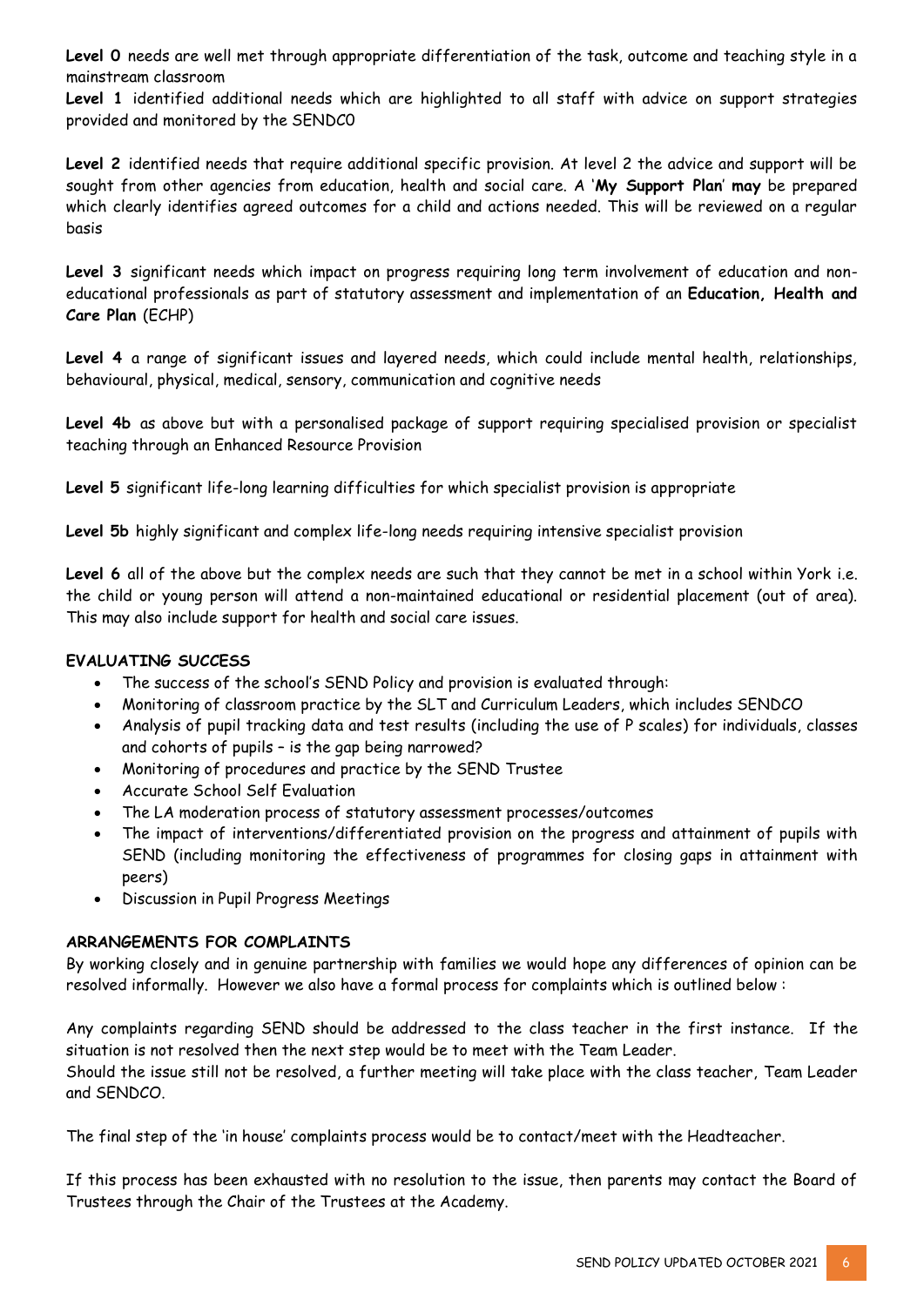**Level 0** needs are well met through appropriate differentiation of the task, outcome and teaching style in a mainstream classroom

**Level 1** identified additional needs which are highlighted to all staff with advice on support strategies provided and monitored by the SENDCO

**Level 2** identified needs that require additional specific provision. At level 2 the advice and support will be sought from other agencies from education, health and social care. A '**My Support Plan**' **may** be prepared which clearly identifies agreed outcomes for a child and actions needed. This will be reviewed on a regular basis

**Level 3** significant needs which impact on progress requiring long term involvement of education and non-educational professionals as part of statutory assessment and implementation of an **Education, Health and Care Plan** (ECHP)

**Level 4** a range of significant issues and layered needs, which could include mental health, relationships, behavioural, physical, medical, sensory, communication and cognitive needs

**Level 4b** as above but with a personalised package of support requiring specialised provision or specialist teaching through an Enhanced Resource Provision

**Level 5** significant life-long learning difficulties for which specialist provision is appropriate

**Level 5b** highly significant and complex life-long needs requiring intensive specialist provision

**Level 6** all of the above but the complex needs are such that they cannot be met in a school within York i.e. the child or young person will attend a non-maintained educational or residential placement (out of area). This may also include support for health and social care issues.

**EVALUATING SUCCESS**

- The success of the school's SEND Policy and provision is evaluated through:
- Monitoring of classroom practice by the SLT and Curriculum Leaders, which includes SENDCO
- Analysis of pupil tracking data and test results (including the use of P scales) for individuals, classes and cohorts of pupils – is the gap being narrowed?
- Monitoring of procedures and practice by the SEND Trustee
- Accurate School Self Evaluation
- The LA moderation process of statutory assessment processes/outcomes
- The impact of interventions/differentiated provision on the progress and attainment of pupils with SEND (including monitoring the effectiveness of programmes for closing gaps in attainment with peers)
- Discussion in Pupil Progress Meetings

**ARRANGEMENTS FOR COMPLAINTS**

By working closely and in genuine partnership with families we would hope any differences of opinion can be resolved informally. However we also have a formal process for complaints which is outlined below :

Any complaints regarding SEND should be addressed to the class teacher in the first instance. If the situation is not resolved then the next step would be to meet with the Team Leader.
Should the issue still not be resolved, a further meeting will take place with the class teacher, Team Leader and SENDCO.

The final step of the 'in house' complaints process would be to contact/meet with the Headteacher.

If this process has been exhausted with no resolution to the issue, then parents may contact the Board of Trustees through the Chair of the Trustees at the Academy.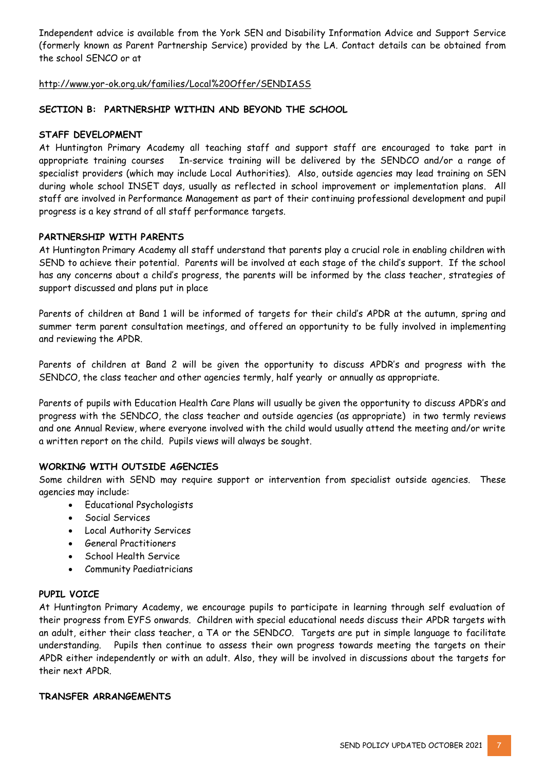Independent advice is available from the York SEN and Disability Information Advice and Support Service (formerly known as Parent Partnership Service) provided by the LA. Contact details can be obtained from the school SENCO or at

http://www.yor-ok.org.uk/families/Local%20Offer/SENDIASS

## SECTION B: PARTNERSHIP WITHIN AND BEYOND THE SCHOOL

### STAFF DEVELOPMENT

At Huntington Primary Academy all teaching staff and support staff are encouraged to take part in appropriate training courses In-service training will be delivered by the SENDCO and/or a range of specialist providers (which may include Local Authorities). Also, outside agencies may lead training on SEN during whole school INSET days, usually as reflected in school improvement or implementation plans. All staff are involved in Performance Management as part of their continuing professional development and pupil progress is a key strand of all staff performance targets.

### PARTNERSHIP WITH PARENTS

At Huntington Primary Academy all staff understand that parents play a crucial role in enabling children with SEND to achieve their potential. Parents will be involved at each stage of the child's support. If the school has any concerns about a child's progress, the parents will be informed by the class teacher, strategies of support discussed and plans put in place

Parents of children at Band 1 will be informed of targets for their child's APDR at the autumn, spring and summer term parent consultation meetings, and offered an opportunity to be fully involved in implementing and reviewing the APDR.

Parents of children at Band 2 will be given the opportunity to discuss APDR's and progress with the SENDCO, the class teacher and other agencies termly, half yearly or annually as appropriate.

Parents of pupils with Education Health Care Plans will usually be given the opportunity to discuss APDR's and progress with the SENDCO, the class teacher and outside agencies (as appropriate) in two termly reviews and one Annual Review, where everyone involved with the child would usually attend the meeting and/or write a written report on the child. Pupils views will always be sought.

### WORKING WITH OUTSIDE AGENCIES

Some children with SEND may require support or intervention from specialist outside agencies. These agencies may include:

- Educational Psychologists
- Social Services
- Local Authority Services
- General Practitioners
- School Health Service
- Community Paediatricians

### PUPIL VOICE

At Huntington Primary Academy, we encourage pupils to participate in learning through self evaluation of their progress from EYFS onwards. Children with special educational needs discuss their APDR targets with an adult, either their class teacher, a TA or the SENDCO. Targets are put in simple language to facilitate understanding. Pupils then continue to assess their own progress towards meeting the targets on their APDR either independently or with an adult. Also, they will be involved in discussions about the targets for their next APDR.

### TRANSFER ARRANGEMENTS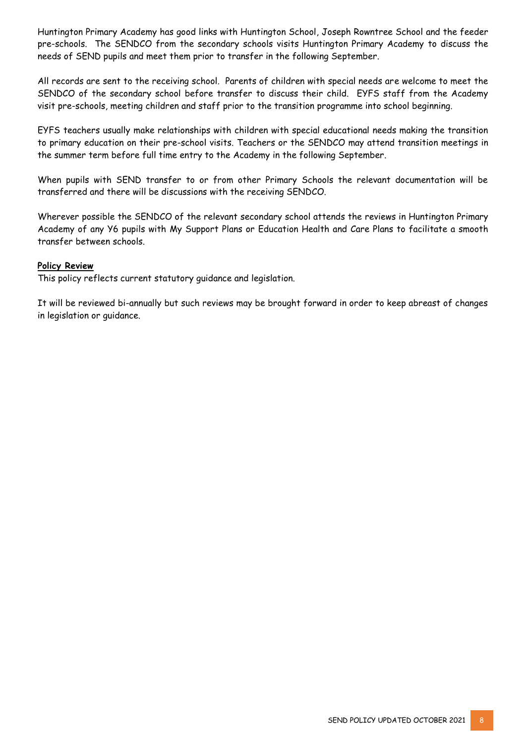Huntington Primary Academy has good links with Huntington School, Joseph Rowntree School and the feeder pre-schools. The SENDCO from the secondary schools visits Huntington Primary Academy to discuss the needs of SEND pupils and meet them prior to transfer in the following September.

All records are sent to the receiving school. Parents of children with special needs are welcome to meet the SENDCO of the secondary school before transfer to discuss their child. EYFS staff from the Academy visit pre-schools, meeting children and staff prior to the transition programme into school beginning.

EYFS teachers usually make relationships with children with special educational needs making the transition to primary education on their pre-school visits. Teachers or the SENDCO may attend transition meetings in the summer term before full time entry to the Academy in the following September.

When pupils with SEND transfer to or from other Primary Schools the relevant documentation will be transferred and there will be discussions with the receiving SENDCO.

Wherever possible the SENDCO of the relevant secondary school attends the reviews in Huntington Primary Academy of any Y6 pupils with My Support Plans or Education Health and Care Plans to facilitate a smooth transfer between schools.

**Policy Review**

This policy reflects current statutory guidance and legislation.

It will be reviewed bi-annually but such reviews may be brought forward in order to keep abreast of changes in legislation or guidance.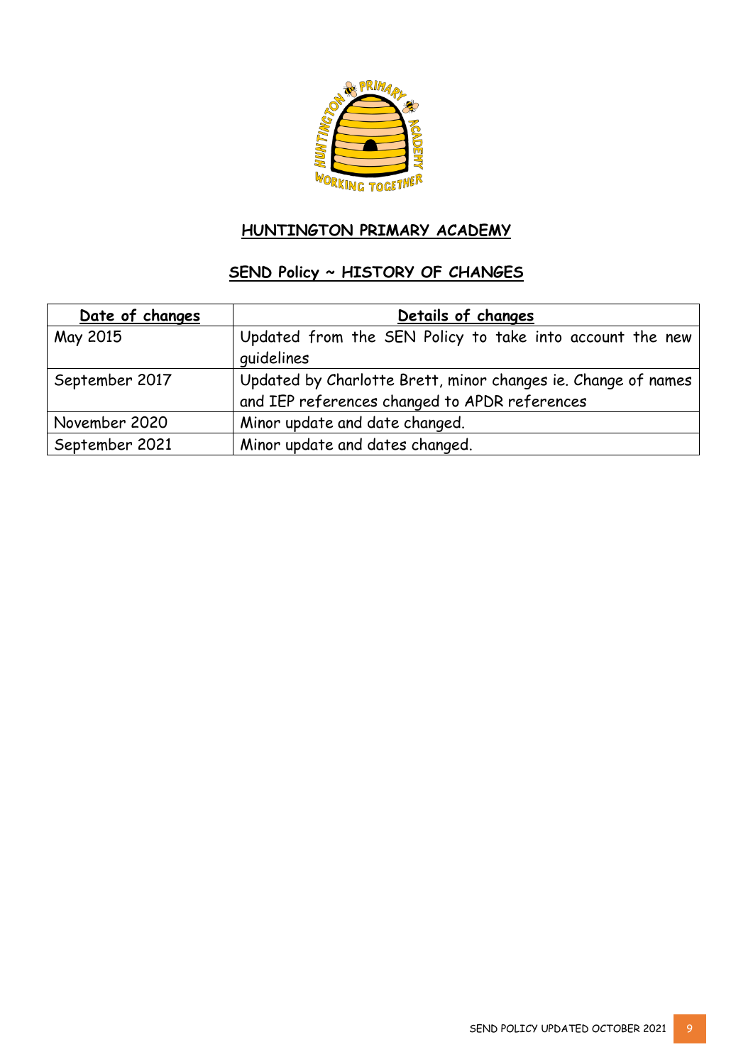# HUNTINGTON PRIMARY ACADEMY

## SEND Policy ~ HISTORY OF CHANGES

| Date of changes | Details of changes |
| --- | --- |
| May 2015 | Updated from the SEN Policy to take into account the new guidelines |
| September 2017 | Updated by Charlotte Brett, minor changes ie. Change of names and IEP references changed to APDR references |
| November 2020 | Minor update and date changed. |
| September 2021 | Minor update and dates changed. |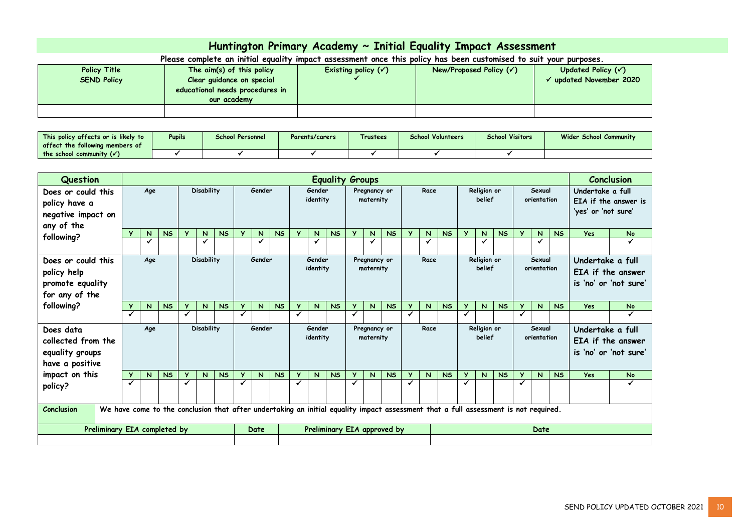# Huntington Primary Academy ~ Initial Equality Impact Assessment

**Please complete an initial equality impact assessment once this policy has been customised to suit your purposes.**

| Policy Title | The aim(s) of this policy | Existing policy (✓) | New/Proposed Policy (✓) | Updated Policy (✓) |
|---|---|---|---|---|
| SEND Policy | Clear guidance on special educational needs procedures in our academy | ✓ | | ✓ updated November 2020 |
| | | | | |

| This policy affects or is likely to affect the following members of the school community (✓) | Pupils | School Personnel | Parents/carers | Trustees | School Volunteers | School Visitors | Wider School Community |
|---|---|---|---|---|---|---|---|
| | ✓ | ✓ | ✓ | ✓ | ✓ | ✓ | |

| Question | Equality Groups | | | | | | | | | | | | | | | | | | | | | | | | Conclusion | |
|---|---|---|---|---|---|---|---|---|---|---|---|---|---|---|---|---|---|---|---|---|---|---|---|---|---|---|
| Does or could this policy have a negative impact on any of the following? | Age | | | Disability | | | Gender | | | Gender identity | | | Pregnancy or maternity | | | Race | | | Religion or belief | | | Sexual orientation | | | Undertake a full EIA if the answer is 'yes' or 'not sure' | |
| | Y | N | NS | Y | N | NS | Y | N | NS | Y | N | NS | Y | N | NS | Y | N | NS | Y | N | NS | Y | N | NS | Yes | No |
| | | ✓ | | | ✓ | | | ✓ | | | ✓ | | | ✓ | | | ✓ | | | ✓ | | | ✓ | | | ✓ |
| Does or could this policy help promote equality for any of the following? | Age | | | Disability | | | Gender | | | Gender identity | | | Pregnancy or maternity | | | Race | | | Religion or belief | | | Sexual orientation | | | Undertake a full EIA if the answer is 'no' or 'not sure' | |
| | Y | N | NS | Y | N | NS | Y | N | NS | Y | N | NS | Y | N | NS | Y | N | NS | Y | N | NS | Y | N | NS | Yes | No |
| | ✓ | | | ✓ | | | ✓ | | | ✓ | | | ✓ | | | ✓ | | | ✓ | | | ✓ | | | | ✓ |
| Does data collected from the equality groups have a positive impact on this policy? | Age | | | Disability | | | Gender | | | Gender identity | | | Pregnancy or maternity | | | Race | | | Religion or belief | | | Sexual orientation | | | Undertake a full EIA if the answer is 'no' or 'not sure' | |
| | Y | N | NS | Y | N | NS | Y | N | NS | Y | N | NS | Y | N | NS | Y | N | NS | Y | N | NS | Y | N | NS | Yes | No |
| | ✓ | | | ✓ | | | ✓ | | | ✓ | | | ✓ | | | ✓ | | | ✓ | | | ✓ | | | | ✓ |

| Conclusion | We have come to the conclusion that after undertaking an initial equality impact assessment that a full assessment is not required. |
|---|---|

| Preliminary EIA completed by | Date | Preliminary EIA approved by | Date |
|---|---|---|---|
| | | | |